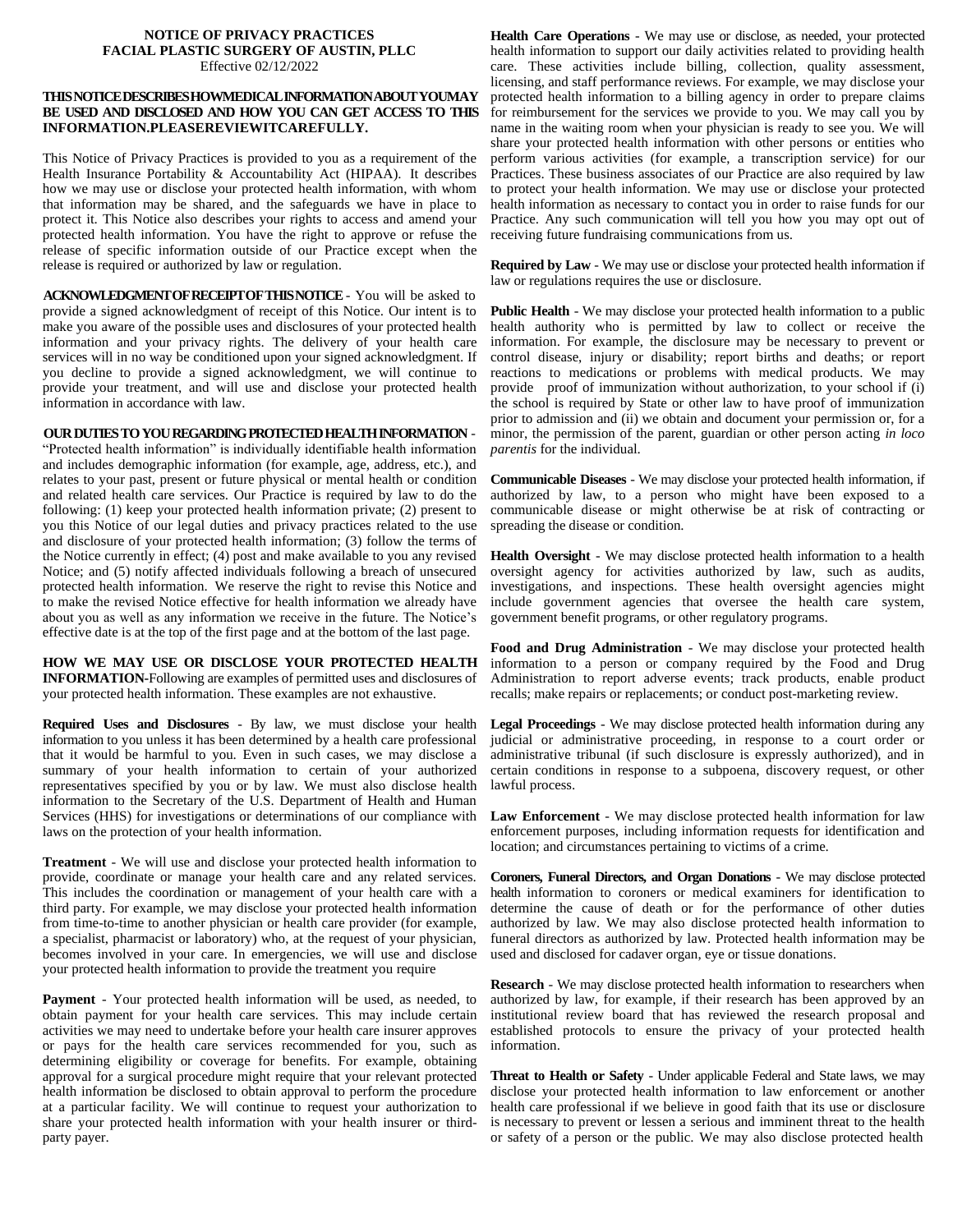# NOTICE OF PRIVACY PRACTICES
## FACIAL PLASTIC SURGERY OF AUSTIN, PLLC
Effective 02/12/2022

**THIS NOTICE DESCRIBES HOW MEDICAL INFORMATION ABOUT YOU MAY BE USED AND DISCLOSED AND HOW YOU CAN GET ACCESS TO THIS INFORMATION. PLEASE REVIEW IT CAREFULLY.**

This Notice of Privacy Practices is provided to you as a requirement of the Health Insurance Portability & Accountability Act (HIPAA). It describes how we may use or disclose your protected health information, with whom that information may be shared, and the safeguards we have in place to protect it. This Notice also describes your rights to access and amend your protected health information. You have the right to approve or refuse the release of specific information outside of our Practice except when the release is required or authorized by law or regulation.

**ACKNOWLEDGMENT OF RECEIPT OF THIS NOTICE** - You will be asked to provide a signed acknowledgment of receipt of this Notice. Our intent is to make you aware of the possible uses and disclosures of your protected health information and your privacy rights. The delivery of your health care services will in no way be conditioned upon your signed acknowledgment. If you decline to provide a signed acknowledgment, we will continue to provide your treatment, and will use and disclose your protected health information in accordance with law.

**OUR DUTIES TO YOU REGARDING PROTECTED HEALTH INFORMATION** - "Protected health information" is individually identifiable health information and includes demographic information (for example, age, address, etc.), and relates to your past, present or future physical or mental health or condition and related health care services. Our Practice is required by law to do the following: (1) keep your protected health information private; (2) present to you this Notice of our legal duties and privacy practices related to the use and disclosure of your protected health information; (3) follow the terms of the Notice currently in effect; (4) post and make available to you any revised Notice; and (5) notify affected individuals following a breach of unsecured protected health information. We reserve the right to revise this Notice and to make the revised Notice effective for health information we already have about you as well as any information we receive in the future. The Notice's effective date is at the top of the first page and at the bottom of the last page.

**HOW WE MAY USE OR DISCLOSE YOUR PROTECTED HEALTH INFORMATION**-Following are examples of permitted uses and disclosures of your protected health information. These examples are not exhaustive.

**Required Uses and Disclosures** - By law, we must disclose your health information to you unless it has been determined by a health care professional that it would be harmful to you. Even in such cases, we may disclose a summary of your health information to certain of your authorized representatives specified by you or by law. We must also disclose health information to the Secretary of the U.S. Department of Health and Human Services (HHS) for investigations or determinations of our compliance with laws on the protection of your health information.

**Treatment** - We will use and disclose your protected health information to provide, coordinate or manage your health care and any related services. This includes the coordination or management of your health care with a third party. For example, we may disclose your protected health information from time-to-time to another physician or health care provider (for example, a specialist, pharmacist or laboratory) who, at the request of your physician, becomes involved in your care. In emergencies, we will use and disclose your protected health information to provide the treatment you require

**Payment** - Your protected health information will be used, as needed, to obtain payment for your health care services. This may include certain activities we may need to undertake before your health care insurer approves or pays for the health care services recommended for you, such as determining eligibility or coverage for benefits. For example, obtaining approval for a surgical procedure might require that your relevant protected health information be disclosed to obtain approval to perform the procedure at a particular facility. We will continue to request your authorization to share your protected health information with your health insurer or third-party payer.

**Health Care Operations** - We may use or disclose, as needed, your protected health information to support our daily activities related to providing health care. These activities include billing, collection, quality assessment, licensing, and staff performance reviews. For example, we may disclose your protected health information to a billing agency in order to prepare claims for reimbursement for the services we provide to you. We may call you by name in the waiting room when your physician is ready to see you. We will share your protected health information with other persons or entities who perform various activities (for example, a transcription service) for our Practices. These business associates of our Practice are also required by law to protect your health information. We may use or disclose your protected health information as necessary to contact you in order to raise funds for our Practice. Any such communication will tell you how you may opt out of receiving future fundraising communications from us.

**Required by Law** - We may use or disclose your protected health information if law or regulations requires the use or disclosure.

**Public Health** - We may disclose your protected health information to a public health authority who is permitted by law to collect or receive the information. For example, the disclosure may be necessary to prevent or control disease, injury or disability; report births and deaths; or report reactions to medications or problems with medical products. We may provide proof of immunization without authorization, to your school if (i) the school is required by State or other law to have proof of immunization prior to admission and (ii) we obtain and document your permission or, for a minor, the permission of the parent, guardian or other person acting *in loco parentis* for the individual.

**Communicable Diseases** - We may disclose your protected health information, if authorized by law, to a person who might have been exposed to a communicable disease or might otherwise be at risk of contracting or spreading the disease or condition.

**Health Oversight** - We may disclose protected health information to a health oversight agency for activities authorized by law, such as audits, investigations, and inspections. These health oversight agencies might include government agencies that oversee the health care system, government benefit programs, or other regulatory programs.

**Food and Drug Administration** - We may disclose your protected health information to a person or company required by the Food and Drug Administration to report adverse events; track products, enable product recalls; make repairs or replacements; or conduct post-marketing review.

**Legal Proceedings** - We may disclose protected health information during any judicial or administrative proceeding, in response to a court order or administrative tribunal (if such disclosure is expressly authorized), and in certain conditions in response to a subpoena, discovery request, or other lawful process.

**Law Enforcement** - We may disclose protected health information for law enforcement purposes, including information requests for identification and location; and circumstances pertaining to victims of a crime.

**Coroners, Funeral Directors, and Organ Donations** - We may disclose protected health information to coroners or medical examiners for identification to determine the cause of death or for the performance of other duties authorized by law. We may also disclose protected health information to funeral directors as authorized by law. Protected health information may be used and disclosed for cadaver organ, eye or tissue donations.

**Research** - We may disclose protected health information to researchers when authorized by law, for example, if their research has been approved by an institutional review board that has reviewed the research proposal and established protocols to ensure the privacy of your protected health information.

**Threat to Health or Safety** - Under applicable Federal and State laws, we may disclose your protected health information to law enforcement or another health care professional if we believe in good faith that its use or disclosure is necessary to prevent or lessen a serious and imminent threat to the health or safety of a person or the public. We may also disclose protected health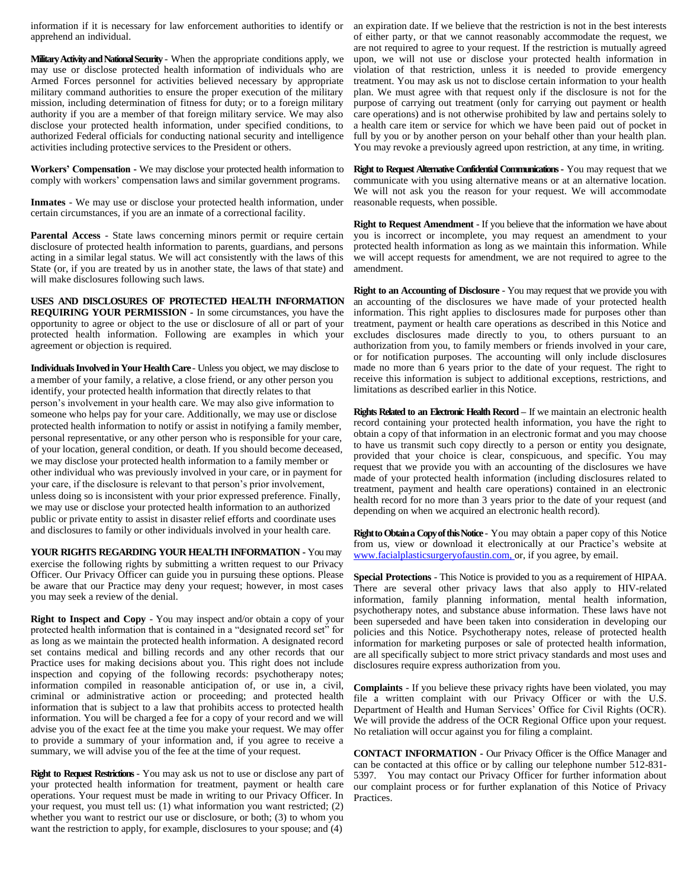information if it is necessary for law enforcement authorities to identify or apprehend an individual.

**Military Activity and National Security** - When the appropriate conditions apply, we may use or disclose protected health information of individuals who are Armed Forces personnel for activities believed necessary by appropriate military command authorities to ensure the proper execution of the military mission, including determination of fitness for duty; or to a foreign military authority if you are a member of that foreign military service. We may also disclose your protected health information, under specified conditions, to authorized Federal officials for conducting national security and intelligence activities including protective services to the President or others.

**Workers' Compensation -** We may disclose your protected health information to comply with workers' compensation laws and similar government programs.

**Inmates** - We may use or disclose your protected health information, under certain circumstances, if you are an inmate of a correctional facility.

**Parental Access** - State laws concerning minors permit or require certain disclosure of protected health information to parents, guardians, and persons acting in a similar legal status. We will act consistently with the laws of this State (or, if you are treated by us in another state, the laws of that state) and will make disclosures following such laws.

**USES AND DISCLOSURES OF PROTECTED HEALTH INFORMATION REQUIRING YOUR PERMISSION -** In some circumstances, you have the opportunity to agree or object to the use or disclosure of all or part of your protected health information. Following are examples in which your agreement or objection is required.

**Individuals Involved in Your Health Care** - Unless you object, we may disclose to a member of your family, a relative, a close friend, or any other person you identify, your protected health information that directly relates to that person's involvement in your health care. We may also give information to someone who helps pay for your care. Additionally, we may use or disclose protected health information to notify or assist in notifying a family member, personal representative, or any other person who is responsible for your care, of your location, general condition, or death. If you should become deceased, we may disclose your protected health information to a family member or other individual who was previously involved in your care, or in payment for your care, if the disclosure is relevant to that person's prior involvement, unless doing so is inconsistent with your prior expressed preference. Finally, we may use or disclose your protected health information to an authorized public or private entity to assist in disaster relief efforts and coordinate uses and disclosures to family or other individuals involved in your health care.

**YOUR RIGHTS REGARDING YOUR HEALTH INFORMATION -** You may exercise the following rights by submitting a written request to our Privacy Officer. Our Privacy Officer can guide you in pursuing these options. Please be aware that our Practice may deny your request; however, in most cases you may seek a review of the denial.

**Right to Inspect and Copy** - You may inspect and/or obtain a copy of your protected health information that is contained in a "designated record set" for as long as we maintain the protected health information. A designated record set contains medical and billing records and any other records that our Practice uses for making decisions about you. This right does not include inspection and copying of the following records: psychotherapy notes; information compiled in reasonable anticipation of, or use in, a civil, criminal or administrative action or proceeding; and protected health information that is subject to a law that prohibits access to protected health information. You will be charged a fee for a copy of your record and we will advise you of the exact fee at the time you make your request. We may offer to provide a summary of your information and, if you agree to receive a summary, we will advise you of the fee at the time of your request.

**Right to Request Restrictions** - You may ask us not to use or disclose any part of your protected health information for treatment, payment or health care operations. Your request must be made in writing to our Privacy Officer. In your request, you must tell us: (1) what information you want restricted; (2) whether you want to restrict our use or disclosure, or both; (3) to whom you want the restriction to apply, for example, disclosures to your spouse; and (4) an expiration date. If we believe that the restriction is not in the best interests of either party, or that we cannot reasonably accommodate the request, we are not required to agree to your request. If the restriction is mutually agreed upon, we will not use or disclose your protected health information in violation of that restriction, unless it is needed to provide emergency treatment. You may ask us not to disclose certain information to your health plan. We must agree with that request only if the disclosure is not for the purpose of carrying out treatment (only for carrying out payment or health care operations) and is not otherwise prohibited by law and pertains solely to a health care item or service for which we have been paid out of pocket in full by you or by another person on your behalf other than your health plan. You may revoke a previously agreed upon restriction, at any time, in writing.

**Right to Request Alternative Confidential Communications -** You may request that we communicate with you using alternative means or at an alternative location. We will not ask you the reason for your request. We will accommodate reasonable requests, when possible.

**Right to Request Amendment** - If you believe that the information we have about you is incorrect or incomplete, you may request an amendment to your protected health information as long as we maintain this information. While we will accept requests for amendment, we are not required to agree to the amendment.

**Right to an Accounting of Disclosure** - You may request that we provide you with an accounting of the disclosures we have made of your protected health information. This right applies to disclosures made for purposes other than treatment, payment or health care operations as described in this Notice and excludes disclosures made directly to you, to others pursuant to an authorization from you, to family members or friends involved in your care, or for notification purposes. The accounting will only include disclosures made no more than 6 years prior to the date of your request. The right to receive this information is subject to additional exceptions, restrictions, and limitations as described earlier in this Notice.

**Rights Related to an Electronic Health Record –** If we maintain an electronic health record containing your protected health information, you have the right to obtain a copy of that information in an electronic format and you may choose to have us transmit such copy directly to a person or entity you designate, provided that your choice is clear, conspicuous, and specific. You may request that we provide you with an accounting of the disclosures we have made of your protected health information (including disclosures related to treatment, payment and health care operations) contained in an electronic health record for no more than 3 years prior to the date of your request (and depending on when we acquired an electronic health record).

**Right to Obtain a Copy of this Notice** - You may obtain a paper copy of this Notice from us, view or download it electronically at our Practice's website at www.facialplasticsurgeryofaustin.com, or, if you agree, by email.

**Special Protections** - This Notice is provided to you as a requirement of HIPAA. There are several other privacy laws that also apply to HIV-related information, family planning information, mental health information, psychotherapy notes, and substance abuse information. These laws have not been superseded and have been taken into consideration in developing our policies and this Notice. Psychotherapy notes, release of protected health information for marketing purposes or sale of protected health information, are all specifically subject to more strict privacy standards and most uses and disclosures require express authorization from you.

**Complaints** - If you believe these privacy rights have been violated, you may file a written complaint with our Privacy Officer or with the U.S. Department of Health and Human Services' Office for Civil Rights (OCR). We will provide the address of the OCR Regional Office upon your request. No retaliation will occur against you for filing a complaint.

**CONTACT INFORMATION -** Our Privacy Officer is the Office Manager and can be contacted at this office or by calling our telephone number 512-831-5397. You may contact our Privacy Officer for further information about our complaint process or for further explanation of this Notice of Privacy Practices.